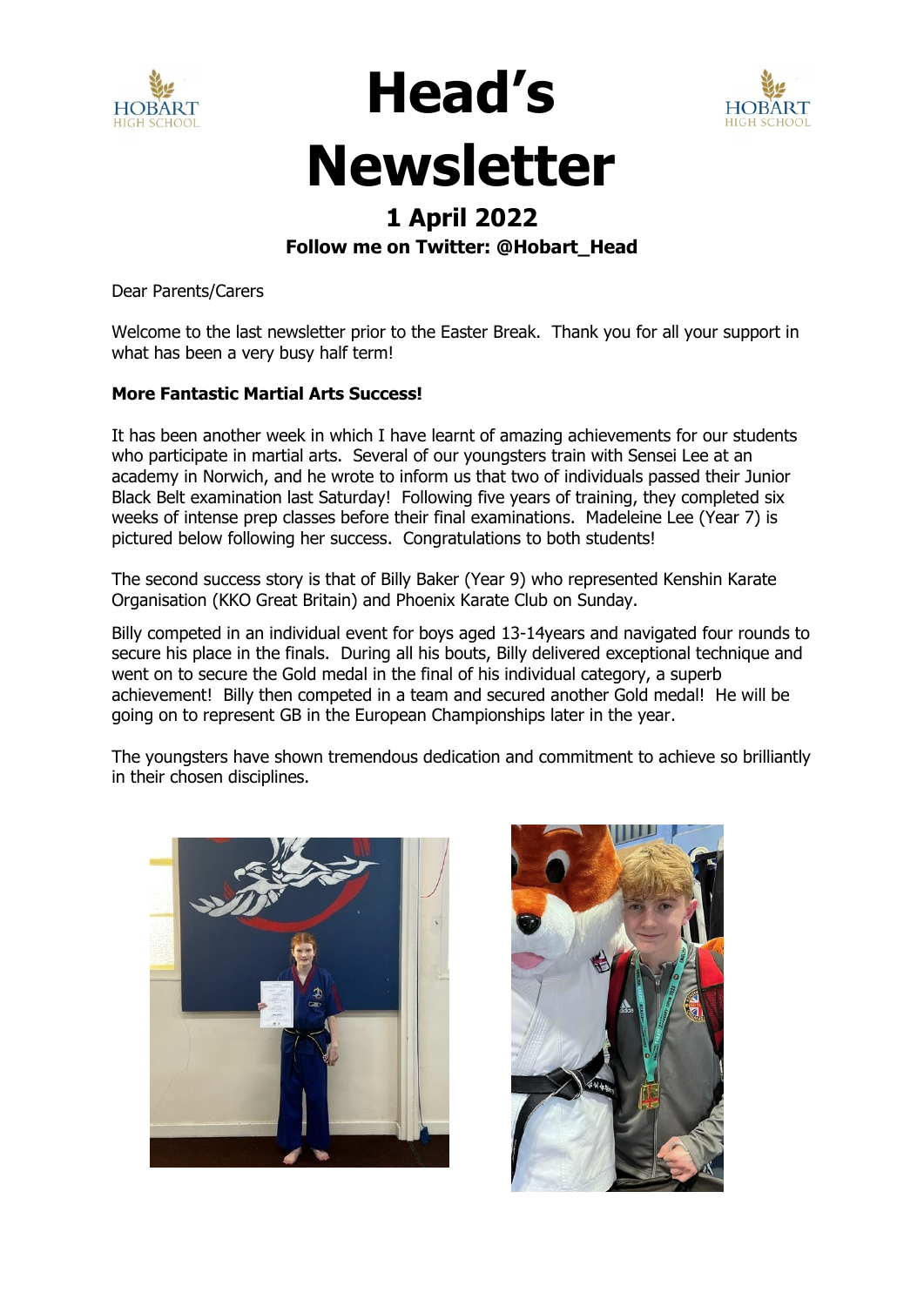# Head's Newsletter

## 1 April 2022

**Follow me on Twitter: @Hobart_Head**

Dear Parents/Carers

Welcome to the last newsletter prior to the Easter Break. Thank you for all your support in what has been a very busy half term!

**More Fantastic Martial Arts Success!**

It has been another week in which I have learnt of amazing achievements for our students who participate in martial arts. Several of our youngsters train with Sensei Lee at an academy in Norwich, and he wrote to inform us that two of individuals passed their Junior Black Belt examination last Saturday! Following five years of training, they completed six weeks of intense prep classes before their final examinations. Madeleine Lee (Year 7) is pictured below following her success. Congratulations to both students!

The second success story is that of Billy Baker (Year 9) who represented Kenshin Karate Organisation (KKO Great Britain) and Phoenix Karate Club on Sunday.

Billy competed in an individual event for boys aged 13-14years and navigated four rounds to secure his place in the finals. During all his bouts, Billy delivered exceptional technique and went on to secure the Gold medal in the final of his individual category, a superb achievement! Billy then competed in a team and secured another Gold medal! He will be going on to represent GB in the European Championships later in the year.

The youngsters have shown tremendous dedication and commitment to achieve so brilliantly in their chosen disciplines.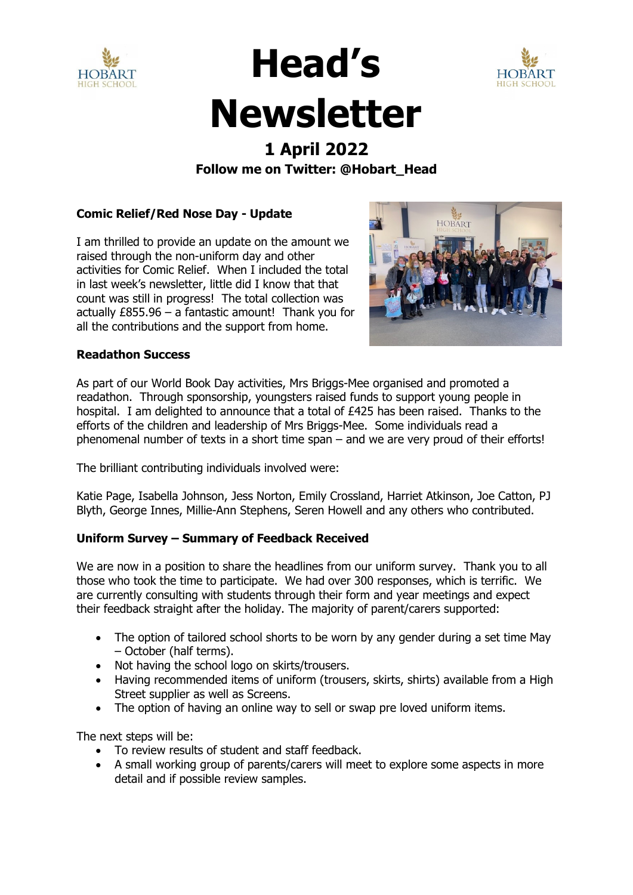# Head's Newsletter

## 1 April 2022

**Follow me on Twitter: @Hobart_Head**

**Comic Relief/Red Nose Day - Update**

I am thrilled to provide an update on the amount we raised through the non-uniform day and other activities for Comic Relief. When I included the total in last week's newsletter, little did I know that that count was still in progress! The total collection was actually £855.96 – a fantastic amount! Thank you for all the contributions and the support from home.

**Readathon Success**

As part of our World Book Day activities, Mrs Briggs-Mee organised and promoted a readathon. Through sponsorship, youngsters raised funds to support young people in hospital. I am delighted to announce that a total of £425 has been raised. Thanks to the efforts of the children and leadership of Mrs Briggs-Mee. Some individuals read a phenomenal number of texts in a short time span – and we are very proud of their efforts!

The brilliant contributing individuals involved were:

Katie Page, Isabella Johnson, Jess Norton, Emily Crossland, Harriet Atkinson, Joe Catton, PJ Blyth, George Innes, Millie-Ann Stephens, Seren Howell and any others who contributed.

**Uniform Survey – Summary of Feedback Received**

We are now in a position to share the headlines from our uniform survey. Thank you to all those who took the time to participate. We had over 300 responses, which is terrific. We are currently consulting with students through their form and year meetings and expect their feedback straight after the holiday. The majority of parent/carers supported:

- The option of tailored school shorts to be worn by any gender during a set time May – October (half terms).
- Not having the school logo on skirts/trousers.
- Having recommended items of uniform (trousers, skirts, shirts) available from a High Street supplier as well as Screens.
- The option of having an online way to sell or swap pre loved uniform items.

The next steps will be:

- To review results of student and staff feedback.
- A small working group of parents/carers will meet to explore some aspects in more detail and if possible review samples.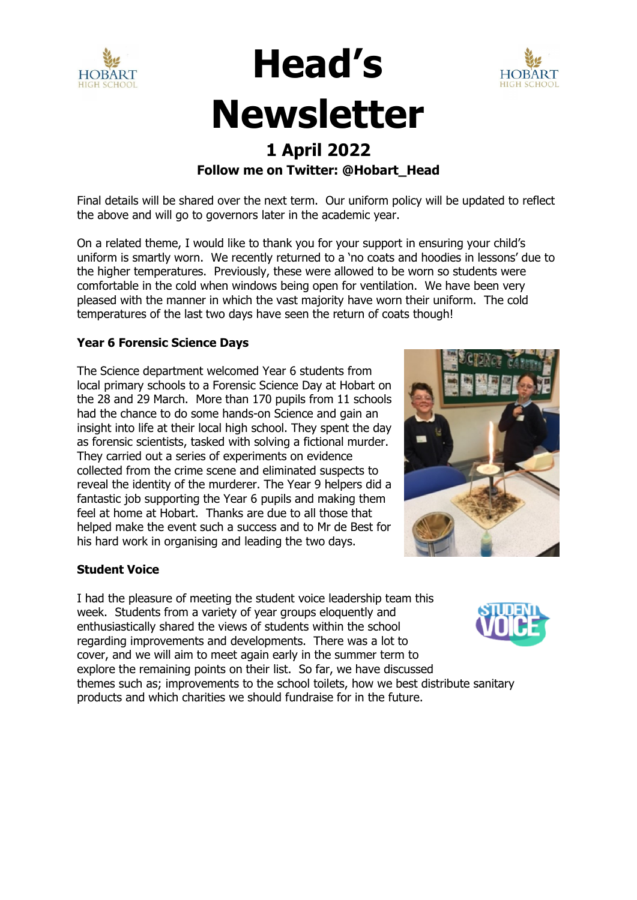# Head's Newsletter

## 1 April 2022

**Follow me on Twitter: @Hobart_Head**

Final details will be shared over the next term. Our uniform policy will be updated to reflect the above and will go to governors later in the academic year.

On a related theme, I would like to thank you for your support in ensuring your child's uniform is smartly worn. We recently returned to a 'no coats and hoodies in lessons' due to the higher temperatures. Previously, these were allowed to be worn so students were comfortable in the cold when windows being open for ventilation. We have been very pleased with the manner in which the vast majority have worn their uniform. The cold temperatures of the last two days have seen the return of coats though!

**Year 6 Forensic Science Days**

The Science department welcomed Year 6 students from local primary schools to a Forensic Science Day at Hobart on the 28 and 29 March. More than 170 pupils from 11 schools had the chance to do some hands-on Science and gain an insight into life at their local high school. They spent the day as forensic scientists, tasked with solving a fictional murder. They carried out a series of experiments on evidence collected from the crime scene and eliminated suspects to reveal the identity of the murderer. The Year 9 helpers did a fantastic job supporting the Year 6 pupils and making them feel at home at Hobart. Thanks are due to all those that helped make the event such a success and to Mr de Best for his hard work in organising and leading the two days.

**Student Voice**

I had the pleasure of meeting the student voice leadership team this week. Students from a variety of year groups eloquently and enthusiastically shared the views of students within the school regarding improvements and developments. There was a lot to cover, and we will aim to meet again early in the summer term to explore the remaining points on their list. So far, we have discussed themes such as; improvements to the school toilets, how we best distribute sanitary products and which charities we should fundraise for in the future.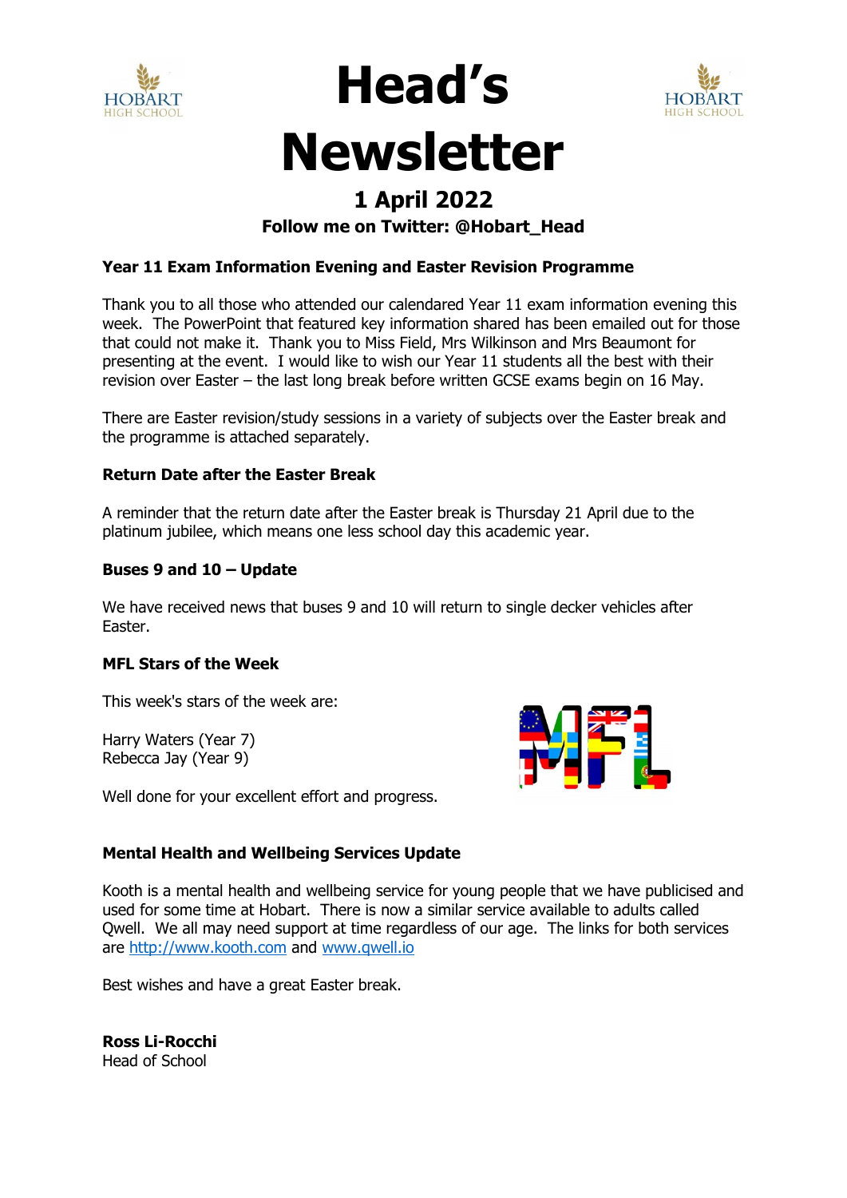# Head's Newsletter

## 1 April 2022

**Follow me on Twitter: @Hobart_Head**

**Year 11 Exam Information Evening and Easter Revision Programme**

Thank you to all those who attended our calendared Year 11 exam information evening this week. The PowerPoint that featured key information shared has been emailed out for those that could not make it. Thank you to Miss Field, Mrs Wilkinson and Mrs Beaumont for presenting at the event. I would like to wish our Year 11 students all the best with their revision over Easter – the last long break before written GCSE exams begin on 16 May.

There are Easter revision/study sessions in a variety of subjects over the Easter break and the programme is attached separately.

**Return Date after the Easter Break**

A reminder that the return date after the Easter break is Thursday 21 April due to the platinum jubilee, which means one less school day this academic year.

**Buses 9 and 10 – Update**

We have received news that buses 9 and 10 will return to single decker vehicles after Easter.

**MFL Stars of the Week**

This week's stars of the week are:

Harry Waters (Year 7)
Rebecca Jay (Year 9)

Well done for your excellent effort and progress.

**Mental Health and Wellbeing Services Update**

Kooth is a mental health and wellbeing service for young people that we have publicised and used for some time at Hobart. There is now a similar service available to adults called Qwell. We all may need support at time regardless of our age. The links for both services are http://www.kooth.com and www.qwell.io

Best wishes and have a great Easter break.

**Ross Li-Rocchi**
Head of School